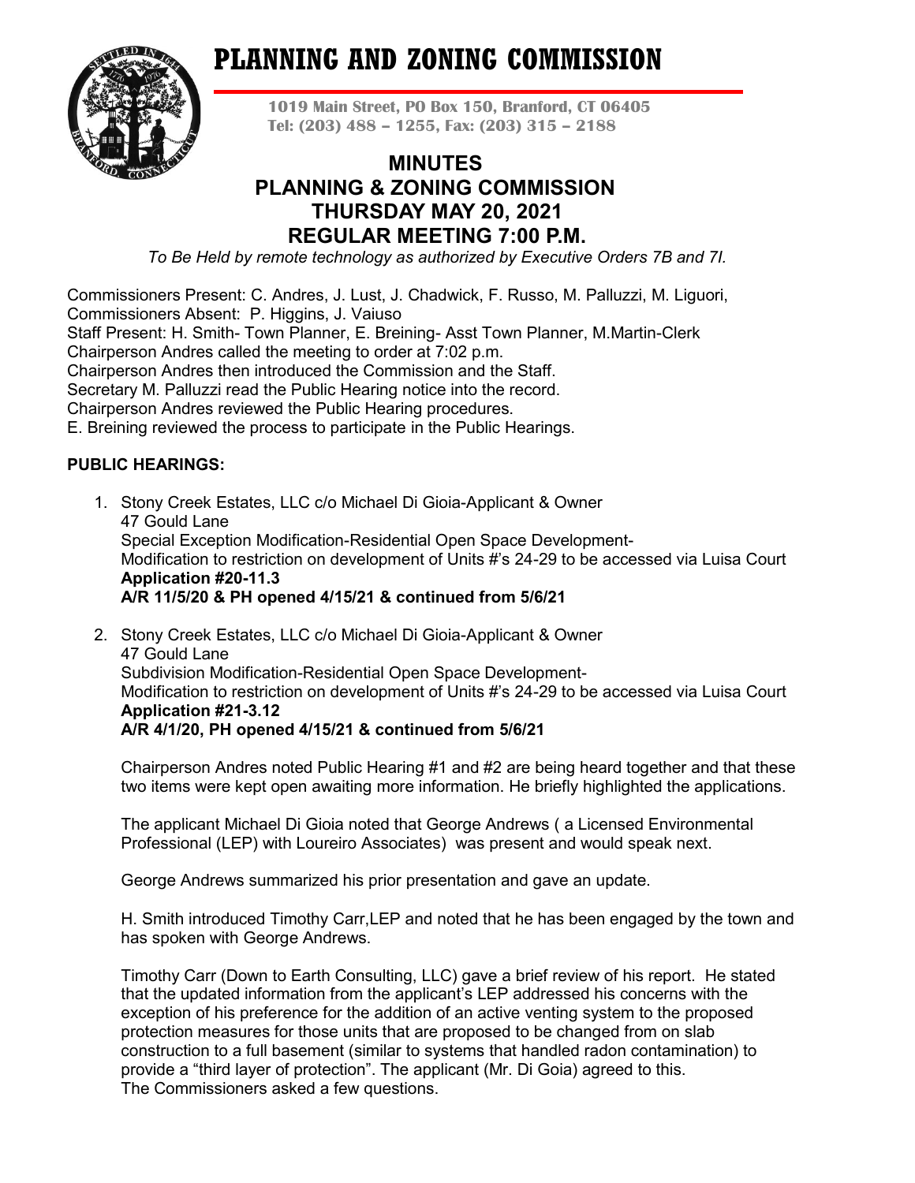# PLANNING AND ZONING COMMISSION

**1019 Main Street, PO Box 150, Branford, CT 06405**
**Tel: (203) 488 – 1255, Fax: (203) 315 – 2188**

## MINUTES
## PLANNING & ZONING COMMISSION
## THURSDAY MAY 20, 2021
## REGULAR MEETING 7:00 P.M.

*To Be Held by remote technology as authorized by Executive Orders 7B and 7I.*

Commissioners Present: C. Andres, J. Lust, J. Chadwick, F. Russo, M. Palluzzi, M. Liguori,
Commissioners Absent: P. Higgins, J. Vaiuso
Staff Present: H. Smith- Town Planner, E. Breining- Asst Town Planner, M.Martin-Clerk
Chairperson Andres called the meeting to order at 7:02 p.m.
Chairperson Andres then introduced the Commission and the Staff.
Secretary M. Palluzzi read the Public Hearing notice into the record.
Chairperson Andres reviewed the Public Hearing procedures.
E. Breining reviewed the process to participate in the Public Hearings.

**PUBLIC HEARINGS:**

1. Stony Creek Estates, LLC c/o Michael Di Gioia-Applicant & Owner
   47 Gould Lane
   Special Exception Modification-Residential Open Space Development-
   Modification to restriction on development of Units #'s 24-29 to be accessed via Luisa Court
   **Application #20-11.3**
   **A/R 11/5/20 & PH opened 4/15/21 & continued from 5/6/21**

2. Stony Creek Estates, LLC c/o Michael Di Gioia-Applicant & Owner
   47 Gould Lane
   Subdivision Modification-Residential Open Space Development-
   Modification to restriction on development of Units #'s 24-29 to be accessed via Luisa Court
   **Application #21-3.12**
   **A/R 4/1/20, PH opened 4/15/21 & continued from 5/6/21**

   Chairperson Andres noted Public Hearing #1 and #2 are being heard together and that these two items were kept open awaiting more information. He briefly highlighted the applications.

   The applicant Michael Di Gioia noted that George Andrews ( a Licensed Environmental Professional (LEP) with Loureiro Associates) was present and would speak next.

   George Andrews summarized his prior presentation and gave an update.

   H. Smith introduced Timothy Carr,LEP and noted that he has been engaged by the town and has spoken with George Andrews.

   Timothy Carr (Down to Earth Consulting, LLC) gave a brief review of his report. He stated that the updated information from the applicant's LEP addressed his concerns with the exception of his preference for the addition of an active venting system to the proposed protection measures for those units that are proposed to be changed from on slab construction to a full basement (similar to systems that handled radon contamination) to provide a "third layer of protection". The applicant (Mr. Di Goia) agreed to this.
   The Commissioners asked a few questions.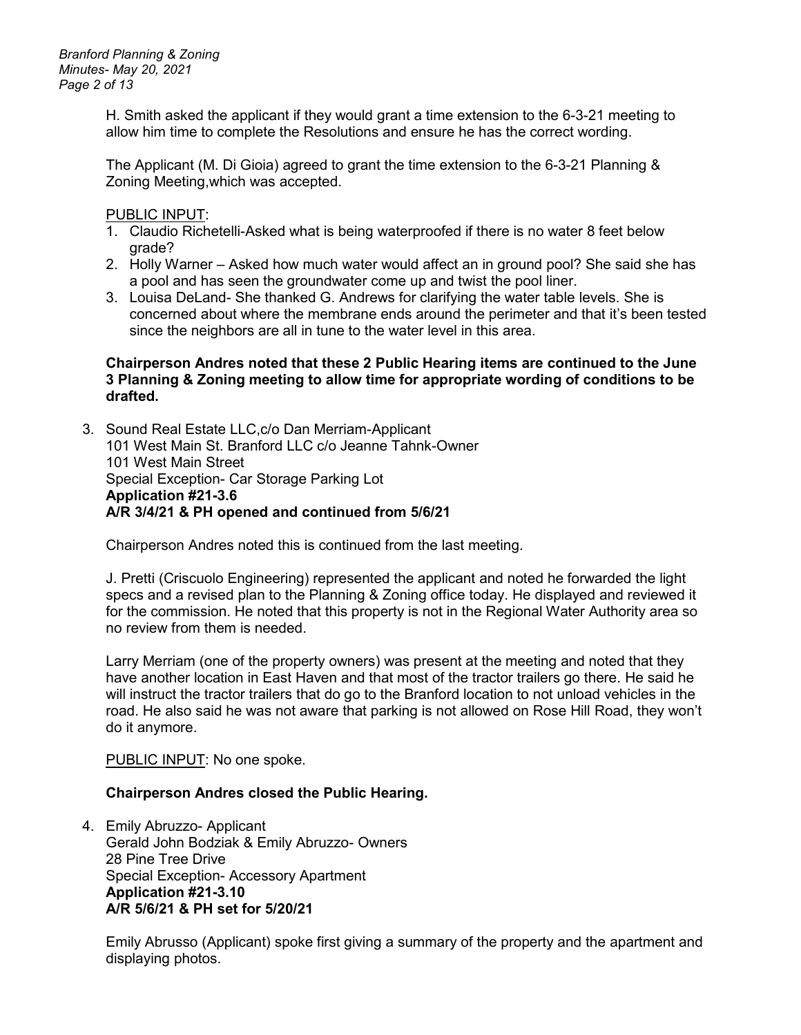H. Smith asked the applicant if they would grant a time extension to the 6-3-21 meeting to allow him time to complete the Resolutions and ensure he has the correct wording.

The Applicant (M. Di Gioia) agreed to grant the time extension to the 6-3-21 Planning & Zoning Meeting,which was accepted.

PUBLIC INPUT:

1. Claudio Richetelli-Asked what is being waterproofed if there is no water 8 feet below grade?
2. Holly Warner – Asked how much water would affect an in ground pool? She said she has a pool and has seen the groundwater come up and twist the pool liner.
3. Louisa DeLand- She thanked G. Andrews for clarifying the water table levels. She is concerned about where the membrane ends around the perimeter and that it's been tested since the neighbors are all in tune to the water level in this area.

**Chairperson Andres noted that these 2 Public Hearing items are continued to the June 3 Planning & Zoning meeting to allow time for appropriate wording of conditions to be drafted.**

3. Sound Real Estate LLC,c/o Dan Merriam-Applicant
   101 West Main St. Branford LLC c/o Jeanne Tahnk-Owner
   101 West Main Street
   Special Exception- Car Storage Parking Lot
   **Application #21-3.6**
   **A/R 3/4/21 & PH opened and continued from 5/6/21**

   Chairperson Andres noted this is continued from the last meeting.

   J. Pretti (Criscuolo Engineering) represented the applicant and noted he forwarded the light specs and a revised plan to the Planning & Zoning office today. He displayed and reviewed it for the commission. He noted that this property is not in the Regional Water Authority area so no review from them is needed.

   Larry Merriam (one of the property owners) was present at the meeting and noted that they have another location in East Haven and that most of the tractor trailers go there. He said he will instruct the tractor trailers that do go to the Branford location to not unload vehicles in the road. He also said he was not aware that parking is not allowed on Rose Hill Road, they won't do it anymore.

   PUBLIC INPUT: No one spoke.

   **Chairperson Andres closed the Public Hearing.**

4. Emily Abruzzo- Applicant
   Gerald John Bodziak & Emily Abruzzo- Owners
   28 Pine Tree Drive
   Special Exception- Accessory Apartment
   **Application #21-3.10**
   **A/R 5/6/21 & PH set for 5/20/21**

   Emily Abrusso (Applicant) spoke first giving a summary of the property and the apartment and displaying photos.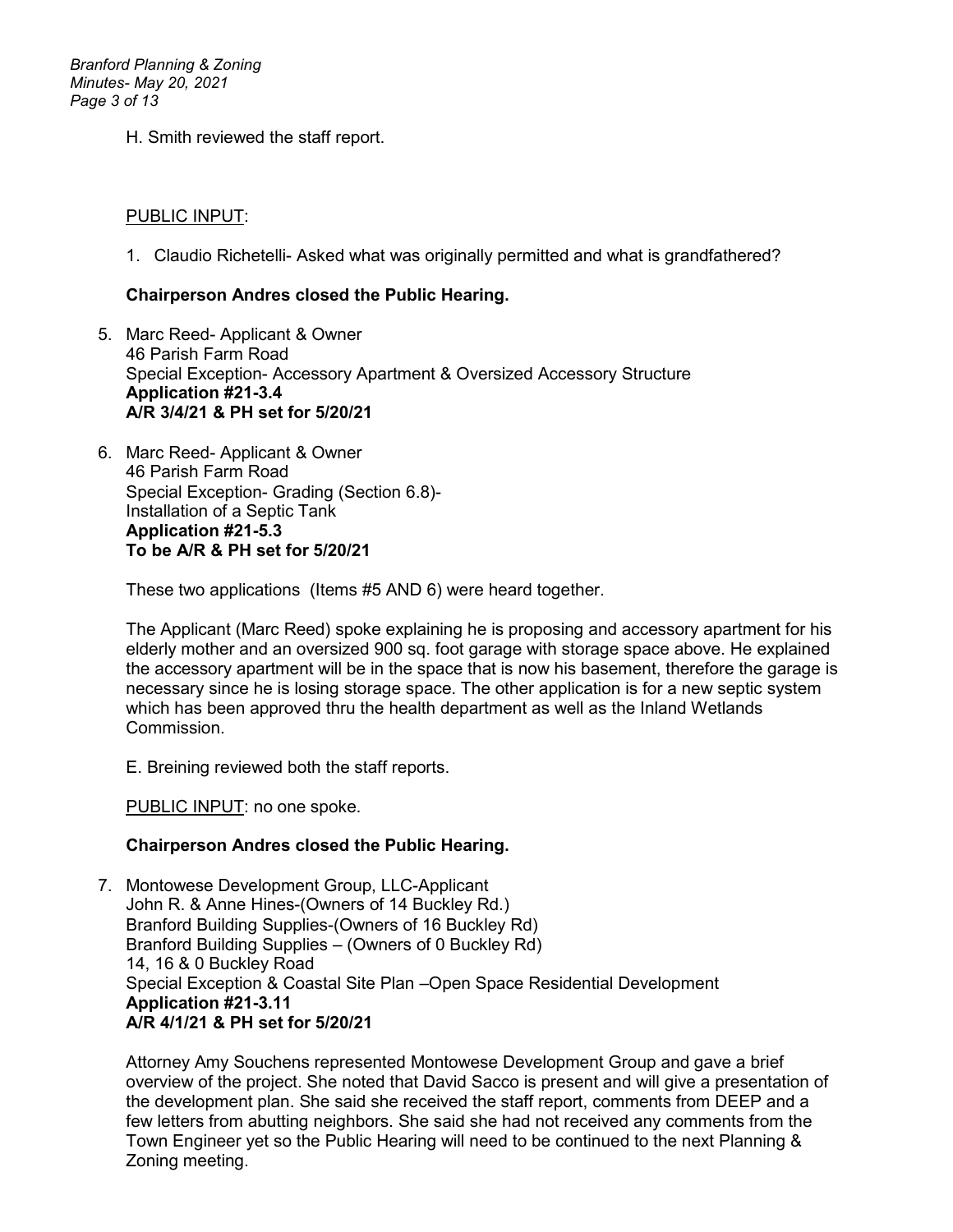H. Smith reviewed the staff report.

<u>PUBLIC INPUT</u>:

1. Claudio Richetelli- Asked what was originally permitted and what is grandfathered?

**Chairperson Andres closed the Public Hearing.**

5. Marc Reed- Applicant & Owner
   46 Parish Farm Road
   Special Exception- Accessory Apartment & Oversized Accessory Structure
   **Application #21-3.4**
   **A/R 3/4/21 & PH set for 5/20/21**

6. Marc Reed- Applicant & Owner
   46 Parish Farm Road
   Special Exception- Grading (Section 6.8)-
   Installation of a Septic Tank
   **Application #21-5.3**
   **To be A/R & PH set for 5/20/21**

   These two applications (Items #5 AND 6) were heard together.

   The Applicant (Marc Reed) spoke explaining he is proposing and accessory apartment for his elderly mother and an oversized 900 sq. foot garage with storage space above. He explained the accessory apartment will be in the space that is now his basement, therefore the garage is necessary since he is losing storage space. The other application is for a new septic system which has been approved thru the health department as well as the Inland Wetlands Commission.

   E. Breining reviewed both the staff reports.

   <u>PUBLIC INPUT</u>: no one spoke.

   **Chairperson Andres closed the Public Hearing.**

7. Montowese Development Group, LLC-Applicant
   John R. & Anne Hines-(Owners of 14 Buckley Rd.)
   Branford Building Supplies-(Owners of 16 Buckley Rd)
   Branford Building Supplies – (Owners of 0 Buckley Rd)
   14, 16 & 0 Buckley Road
   Special Exception & Coastal Site Plan –Open Space Residential Development
   **Application #21-3.11**
   **A/R 4/1/21 & PH set for 5/20/21**

   Attorney Amy Souchens represented Montowese Development Group and gave a brief overview of the project. She noted that David Sacco is present and will give a presentation of the development plan. She said she received the staff report, comments from DEEP and a few letters from abutting neighbors. She said she had not received any comments from the Town Engineer yet so the Public Hearing will need to be continued to the next Planning & Zoning meeting.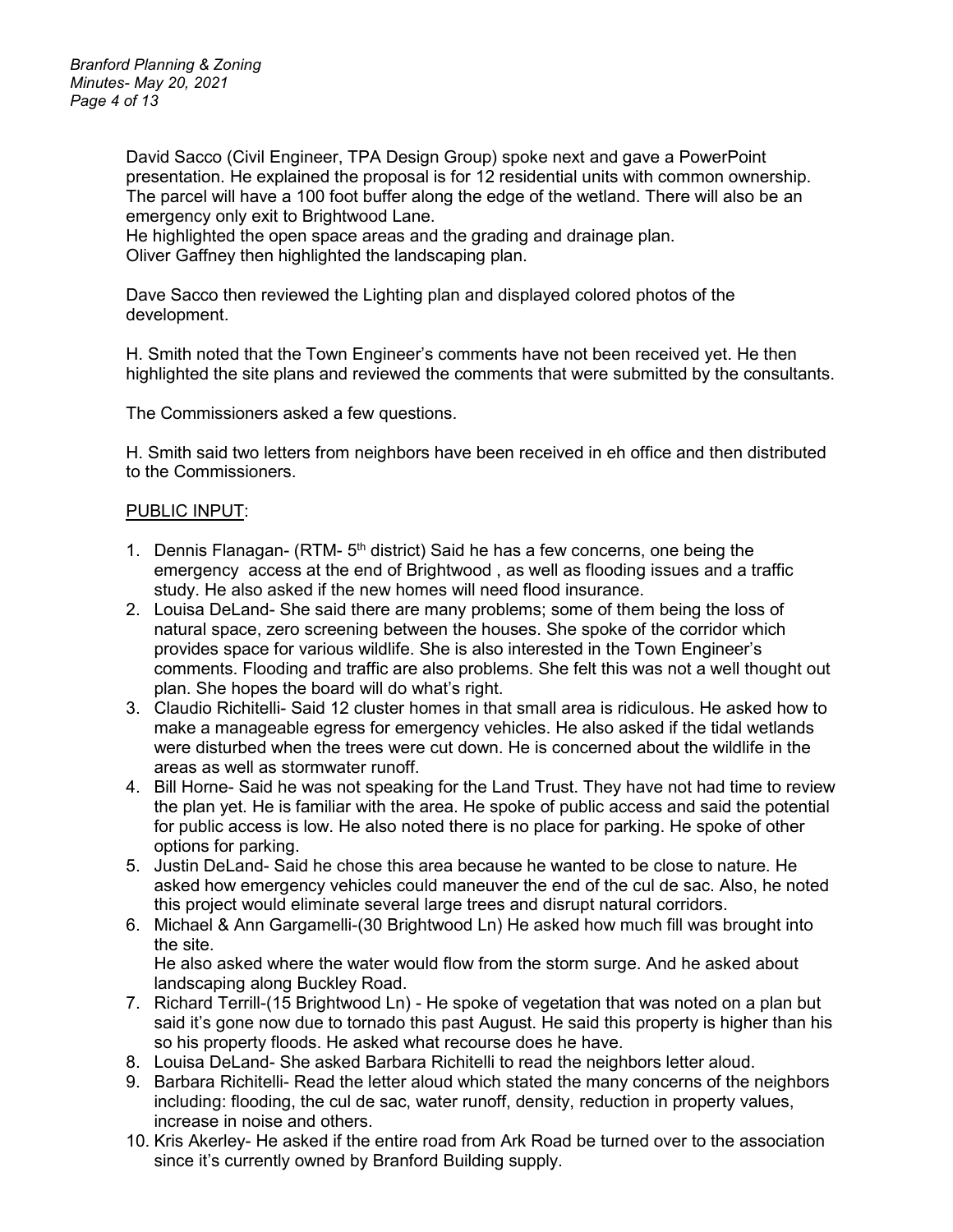David Sacco (Civil Engineer, TPA Design Group) spoke next and gave a PowerPoint presentation. He explained the proposal is for 12 residential units with common ownership. The parcel will have a 100 foot buffer along the edge of the wetland. There will also be an emergency only exit to Brightwood Lane.
He highlighted the open space areas and the grading and drainage plan.
Oliver Gaffney then highlighted the landscaping plan.

Dave Sacco then reviewed the Lighting plan and displayed colored photos of the development.

H. Smith noted that the Town Engineer's comments have not been received yet. He then highlighted the site plans and reviewed the comments that were submitted by the consultants.

The Commissioners asked a few questions.

H. Smith said two letters from neighbors have been received in eh office and then distributed to the Commissioners.

PUBLIC INPUT:

1. Dennis Flanagan- (RTM- 5th district) Said he has a few concerns, one being the emergency access at the end of Brightwood , as well as flooding issues and a traffic study. He also asked if the new homes will need flood insurance.
2. Louisa DeLand- She said there are many problems; some of them being the loss of natural space, zero screening between the houses. She spoke of the corridor which provides space for various wildlife. She is also interested in the Town Engineer's comments. Flooding and traffic are also problems. She felt this was not a well thought out plan. She hopes the board will do what's right.
3. Claudio Richitelli- Said 12 cluster homes in that small area is ridiculous. He asked how to make a manageable egress for emergency vehicles. He also asked if the tidal wetlands were disturbed when the trees were cut down. He is concerned about the wildlife in the areas as well as stormwater runoff.
4. Bill Horne- Said he was not speaking for the Land Trust. They have not had time to review the plan yet. He is familiar with the area. He spoke of public access and said the potential for public access is low. He also noted there is no place for parking. He spoke of other options for parking.
5. Justin DeLand- Said he chose this area because he wanted to be close to nature. He asked how emergency vehicles could maneuver the end of the cul de sac. Also, he noted this project would eliminate several large trees and disrupt natural corridors.
6. Michael & Ann Gargamelli-(30 Brightwood Ln) He asked how much fill was brought into the site.
   He also asked where the water would flow from the storm surge. And he asked about landscaping along Buckley Road.
7. Richard Terrill-(15 Brightwood Ln) - He spoke of vegetation that was noted on a plan but said it's gone now due to tornado this past August. He said this property is higher than his so his property floods. He asked what recourse does he have.
8. Louisa DeLand- She asked Barbara Richitelli to read the neighbors letter aloud.
9. Barbara Richitelli- Read the letter aloud which stated the many concerns of the neighbors including: flooding, the cul de sac, water runoff, density, reduction in property values, increase in noise and others.
10. Kris Akerley- He asked if the entire road from Ark Road be turned over to the association since it's currently owned by Branford Building supply.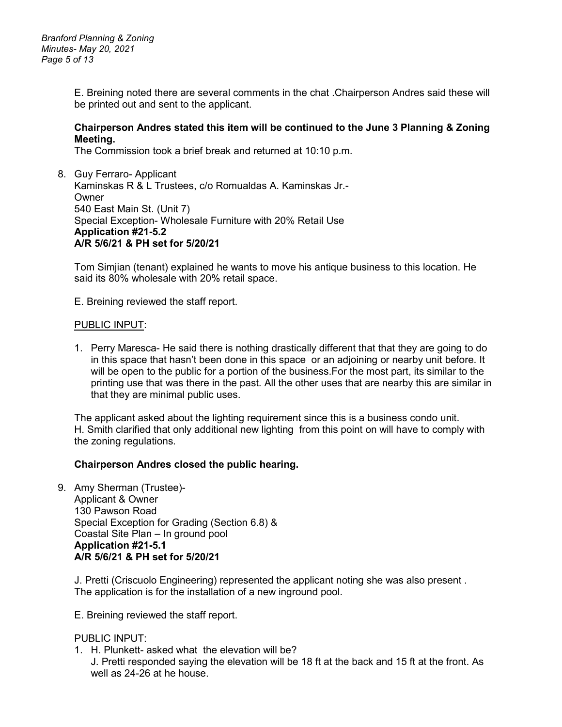E. Breining noted there are several comments in the chat .Chairperson Andres said these will be printed out and sent to the applicant.

**Chairperson Andres stated this item will be continued to the June 3 Planning & Zoning Meeting.**

The Commission took a brief break and returned at 10:10 p.m.

8. Guy Ferraro- Applicant
   Kaminskas R & L Trustees, c/o Romualdas A. Kaminskas Jr.- Owner
   540 East Main St. (Unit 7)
   Special Exception- Wholesale Furniture with 20% Retail Use
   **Application #21-5.2**
   **A/R 5/6/21 & PH set for 5/20/21**

   Tom Simjian (tenant) explained he wants to move his antique business to this location. He said its 80% wholesale with 20% retail space.

   E. Breining reviewed the staff report.

   PUBLIC INPUT:

   1. Perry Maresca- He said there is nothing drastically different that that they are going to do in this space that hasn't been done in this space or an adjoining or nearby unit before. It will be open to the public for a portion of the business.For the most part, its similar to the printing use that was there in the past. All the other uses that are nearby this are similar in that they are minimal public uses.

   The applicant asked about the lighting requirement since this is a business condo unit. H. Smith clarified that only additional new lighting from this point on will have to comply with the zoning regulations.

   **Chairperson Andres closed the public hearing.**

9. Amy Sherman (Trustee)-
   Applicant & Owner
   130 Pawson Road
   Special Exception for Grading (Section 6.8) &
   Coastal Site Plan – In ground pool
   **Application #21-5.1**
   **A/R 5/6/21 & PH set for 5/20/21**

   J. Pretti (Criscuolo Engineering) represented the applicant noting she was also present . The application is for the installation of a new inground pool.

   E. Breining reviewed the staff report.

   PUBLIC INPUT:

   1. H. Plunkett- asked what the elevation will be?
      J. Pretti responded saying the elevation will be 18 ft at the back and 15 ft at the front. As well as 24-26 at he house.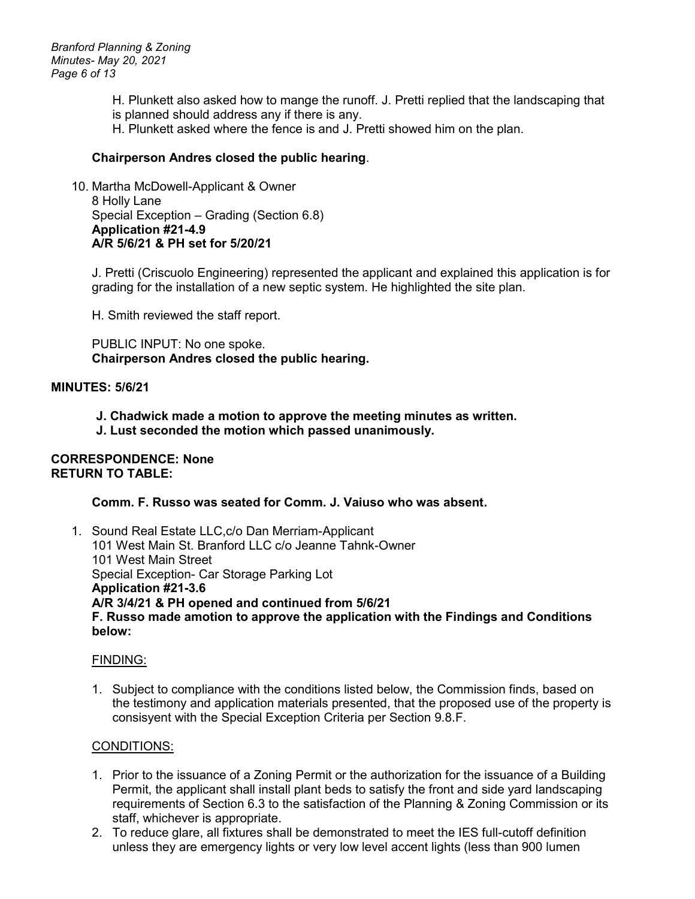H. Plunkett also asked how to mange the runoff. J. Pretti replied that the landscaping that is planned should address any if there is any.
H. Plunkett asked where the fence is and J. Pretti showed him on the plan.

**Chairperson Andres closed the public hearing**.

10. Martha McDowell-Applicant & Owner
    8 Holly Lane
    Special Exception – Grading (Section 6.8)
    **Application #21-4.9**
    **A/R 5/6/21 & PH set for 5/20/21**

    J. Pretti (Criscuolo Engineering) represented the applicant and explained this application is for grading for the installation of a new septic system. He highlighted the site plan.

    H. Smith reviewed the staff report.

    PUBLIC INPUT: No one spoke.
    **Chairperson Andres closed the public hearing.**

**MINUTES: 5/6/21**

**J. Chadwick made a motion to approve the meeting minutes as written.**
**J. Lust seconded the motion which passed unanimously.**

**CORRESPONDENCE: None**
**RETURN TO TABLE:**

**Comm. F. Russo was seated for Comm. J. Vaiuso who was absent.**

1. Sound Real Estate LLC,c/o Dan Merriam-Applicant
   101 West Main St. Branford LLC c/o Jeanne Tahnk-Owner
   101 West Main Street
   Special Exception- Car Storage Parking Lot
   **Application #21-3.6**
   **A/R 3/4/21 & PH opened and continued from 5/6/21**
   **F. Russo made amotion to approve the application with the Findings and Conditions below:**

   FINDING:

   1. Subject to compliance with the conditions listed below, the Commission finds, based on the testimony and application materials presented, that the proposed use of the property is consisyent with the Special Exception Criteria per Section 9.8.F.

   CONDITIONS:

   1. Prior to the issuance of a Zoning Permit or the authorization for the issuance of a Building Permit, the applicant shall install plant beds to satisfy the front and side yard landscaping requirements of Section 6.3 to the satisfaction of the Planning & Zoning Commission or its staff, whichever is appropriate.
   2. To reduce glare, all fixtures shall be demonstrated to meet the IES full-cutoff definition unless they are emergency lights or very low level accent lights (less than 900 lumen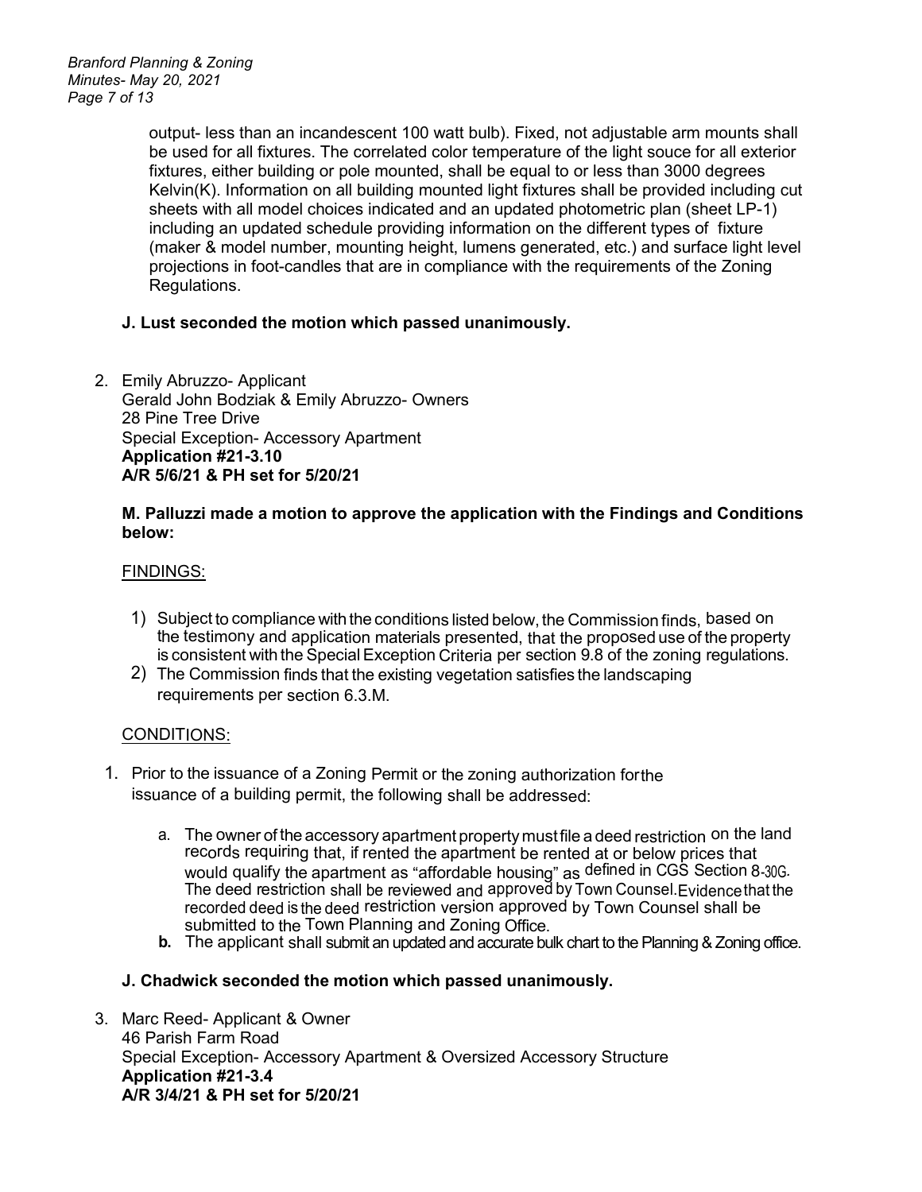output- less than an incandescent 100 watt bulb). Fixed, not adjustable arm mounts shall be used for all fixtures. The correlated color temperature of the light souce for all exterior fixtures, either building or pole mounted, shall be equal to or less than 3000 degrees Kelvin(K). Information on all building mounted light fixtures shall be provided including cut sheets with all model choices indicated and an updated photometric plan (sheet LP-1) including an updated schedule providing information on the different types of fixture (maker & model number, mounting height, lumens generated, etc.) and surface light level projections in foot-candles that are in compliance with the requirements of the Zoning Regulations.

**J. Lust seconded the motion which passed unanimously.**

2. Emily Abruzzo- Applicant
   Gerald John Bodziak & Emily Abruzzo- Owners
   28 Pine Tree Drive
   Special Exception- Accessory Apartment
   **Application #21-3.10**
   **A/R 5/6/21 & PH set for 5/20/21**

   **M. Palluzzi made a motion to approve the application with the Findings and Conditions below:**

   FINDINGS:

   1) Subject to compliance with the conditions listed below, the Commission finds, based on the testimony and application materials presented, that the proposed use of the property is consistent with the Special Exception Criteria per section 9.8 of the zoning regulations.
   2) The Commission finds that the existing vegetation satisfies the landscaping requirements per section 6.3.M.

   CONDITIONS:

   1. Prior to the issuance of a Zoning Permit or the zoning authorization forthe issuance of a building permit, the following shall be addressed:

      a. The owner of the accessory apartment property must file a deed restriction on the land records requiring that, if rented the apartment be rented at or below prices that would qualify the apartment as "affordable housing" as defined in CGS Section 8-30G. The deed restriction shall be reviewed and approved by Town Counsel. Evidence that the recorded deed is the deed restriction version approved by Town Counsel shall be submitted to the Town Planning and Zoning Office.
      **b.** The applicant shall submit an updated and accurate bulk chart to the Planning & Zoning office.

   **J. Chadwick seconded the motion which passed unanimously.**

3. Marc Reed- Applicant & Owner
   46 Parish Farm Road
   Special Exception- Accessory Apartment & Oversized Accessory Structure
   **Application #21-3.4**
   **A/R 3/4/21 & PH set for 5/20/21**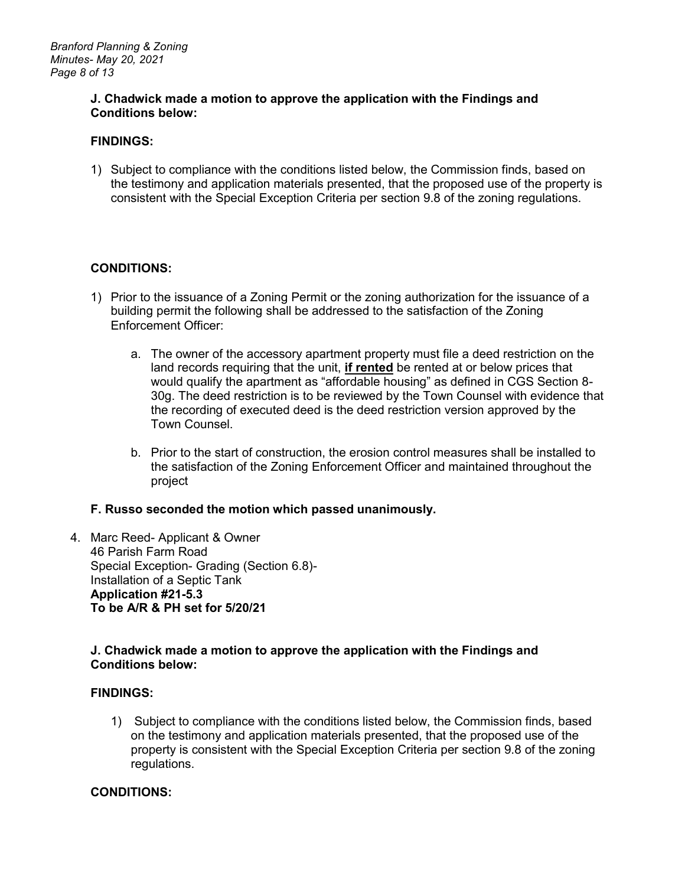**J. Chadwick made a motion to approve the application with the Findings and Conditions below:**

**FINDINGS:**

1) Subject to compliance with the conditions listed below, the Commission finds, based on the testimony and application materials presented, that the proposed use of the property is consistent with the Special Exception Criteria per section 9.8 of the zoning regulations.

**CONDITIONS:**

1) Prior to the issuance of a Zoning Permit or the zoning authorization for the issuance of a building permit the following shall be addressed to the satisfaction of the Zoning Enforcement Officer:

   a. The owner of the accessory apartment property must file a deed restriction on the land records requiring that the unit, **<u>if rented</u>** be rented at or below prices that would qualify the apartment as "affordable housing" as defined in CGS Section 8-30g. The deed restriction is to be reviewed by the Town Counsel with evidence that the recording of executed deed is the deed restriction version approved by the Town Counsel.

   b. Prior to the start of construction, the erosion control measures shall be installed to the satisfaction of the Zoning Enforcement Officer and maintained throughout the project

**F. Russo seconded the motion which passed unanimously.**

4. Marc Reed- Applicant & Owner
   46 Parish Farm Road
   Special Exception- Grading (Section 6.8)-
   Installation of a Septic Tank
   **Application #21-5.3**
   **To be A/R & PH set for 5/20/21**

**J. Chadwick made a motion to approve the application with the Findings and Conditions below:**

**FINDINGS:**

1) Subject to compliance with the conditions listed below, the Commission finds, based on the testimony and application materials presented, that the proposed use of the property is consistent with the Special Exception Criteria per section 9.8 of the zoning regulations.

**CONDITIONS:**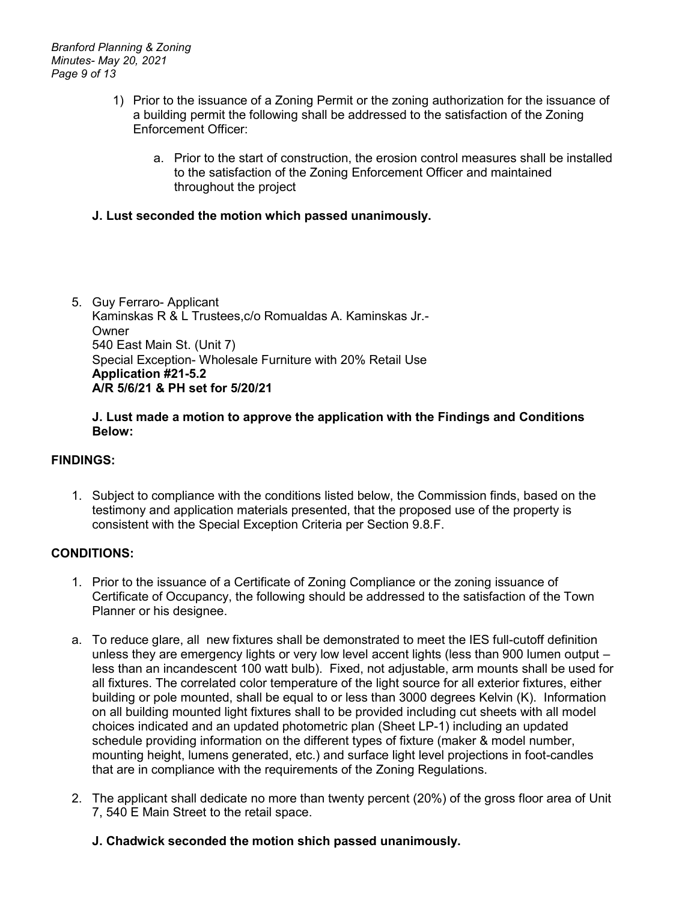1) Prior to the issuance of a Zoning Permit or the zoning authorization for the issuance of a building permit the following shall be addressed to the satisfaction of the Zoning Enforcement Officer:

   a. Prior to the start of construction, the erosion control measures shall be installed to the satisfaction of the Zoning Enforcement Officer and maintained throughout the project

**J. Lust seconded the motion which passed unanimously.**

5. Guy Ferraro- Applicant
   Kaminskas R & L Trustees,c/o Romualdas A. Kaminskas Jr.- Owner
   540 East Main St. (Unit 7)
   Special Exception- Wholesale Furniture with 20% Retail Use
   **Application #21-5.2**
   **A/R 5/6/21 & PH set for 5/20/21**

   **J. Lust made a motion to approve the application with the Findings and Conditions Below:**

**FINDINGS:**

1. Subject to compliance with the conditions listed below, the Commission finds, based on the testimony and application materials presented, that the proposed use of the property is consistent with the Special Exception Criteria per Section 9.8.F.

**CONDITIONS:**

1. Prior to the issuance of a Certificate of Zoning Compliance or the zoning issuance of Certificate of Occupancy, the following should be addressed to the satisfaction of the Town Planner or his designee.

a. To reduce glare, all new fixtures shall be demonstrated to meet the IES full-cutoff definition unless they are emergency lights or very low level accent lights (less than 900 lumen output – less than an incandescent 100 watt bulb). Fixed, not adjustable, arm mounts shall be used for all fixtures. The correlated color temperature of the light source for all exterior fixtures, either building or pole mounted, shall be equal to or less than 3000 degrees Kelvin (K). Information on all building mounted light fixtures shall to be provided including cut sheets with all model choices indicated and an updated photometric plan (Sheet LP-1) including an updated schedule providing information on the different types of fixture (maker & model number, mounting height, lumens generated, etc.) and surface light level projections in foot-candles that are in compliance with the requirements of the Zoning Regulations.

2. The applicant shall dedicate no more than twenty percent (20%) of the gross floor area of Unit 7, 540 E Main Street to the retail space.

   **J. Chadwick seconded the motion shich passed unanimously.**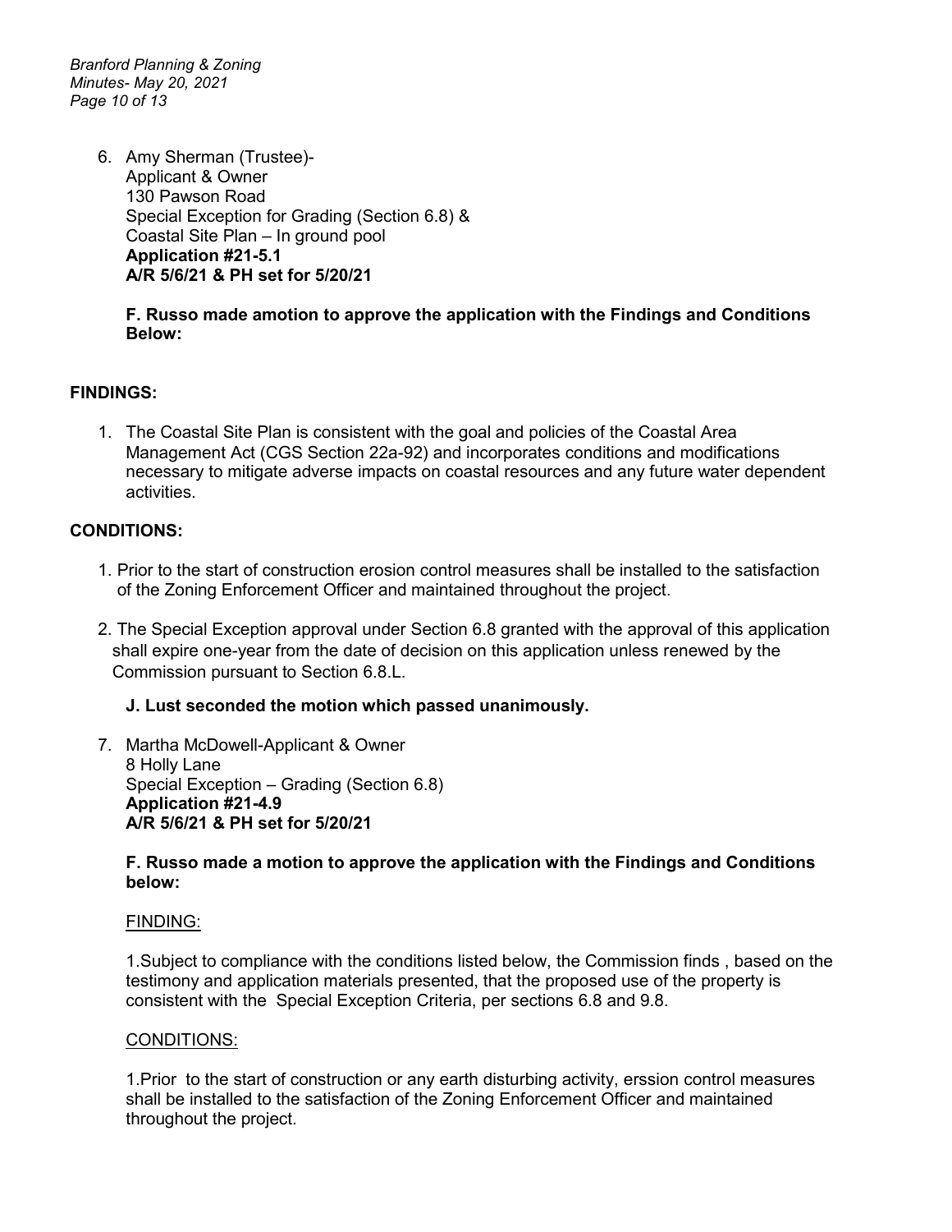6. Amy Sherman (Trustee)-
   Applicant & Owner
   130 Pawson Road
   Special Exception for Grading (Section 6.8) &
   Coastal Site Plan – In ground pool
   **Application #21-5.1**
   **A/R 5/6/21 & PH set for 5/20/21**

   **F. Russo made amotion to approve the application with the Findings and Conditions Below:**

**FINDINGS:**

1. The Coastal Site Plan is consistent with the goal and policies of the Coastal Area Management Act (CGS Section 22a-92) and incorporates conditions and modifications necessary to mitigate adverse impacts on coastal resources and any future water dependent activities.

**CONDITIONS:**

1. Prior to the start of construction erosion control measures shall be installed to the satisfaction of the Zoning Enforcement Officer and maintained throughout the project.

2. The Special Exception approval under Section 6.8 granted with the approval of this application shall expire one-year from the date of decision on this application unless renewed by the Commission pursuant to Section 6.8.L.

   **J. Lust seconded the motion which passed unanimously.**

7. Martha McDowell-Applicant & Owner
   8 Holly Lane
   Special Exception – Grading (Section 6.8)
   **Application #21-4.9**
   **A/R 5/6/21 & PH set for 5/20/21**

   **F. Russo made a motion to approve the application with the Findings and Conditions below:**

   FINDING:

   1.Subject to compliance with the conditions listed below, the Commission finds , based on the testimony and application materials presented, that the proposed use of the property is consistent with the Special Exception Criteria, per sections 6.8 and 9.8.

   CONDITIONS:

   1.Prior to the start of construction or any earth disturbing activity, erssion control measures shall be installed to the satisfaction of the Zoning Enforcement Officer and maintained throughout the project.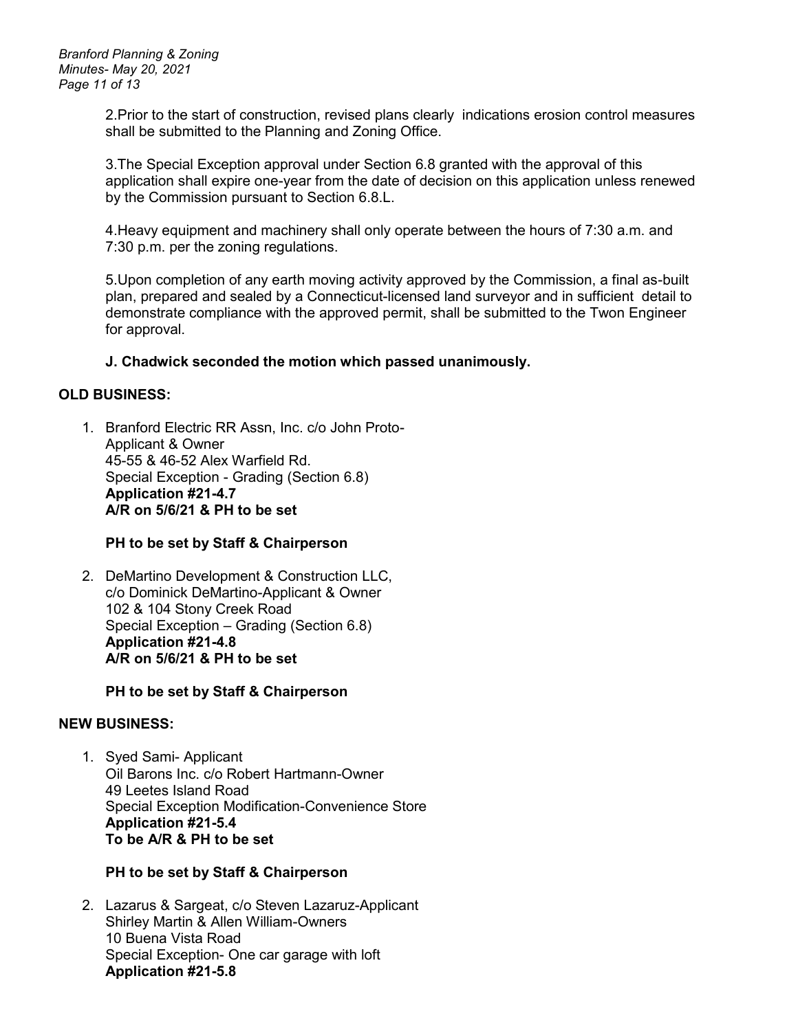2.Prior to the start of construction, revised plans clearly indications erosion control measures shall be submitted to the Planning and Zoning Office.

3.The Special Exception approval under Section 6.8 granted with the approval of this application shall expire one-year from the date of decision on this application unless renewed by the Commission pursuant to Section 6.8.L.

4.Heavy equipment and machinery shall only operate between the hours of 7:30 a.m. and 7:30 p.m. per the zoning regulations.

5.Upon completion of any earth moving activity approved by the Commission, a final as-built plan, prepared and sealed by a Connecticut-licensed land surveyor and in sufficient detail to demonstrate compliance with the approved permit, shall be submitted to the Twon Engineer for approval.

**J. Chadwick seconded the motion which passed unanimously.**

**OLD BUSINESS:**

1. Branford Electric RR Assn, Inc. c/o John Proto-
   Applicant & Owner
   45-55 & 46-52 Alex Warfield Rd.
   Special Exception - Grading (Section 6.8)
   **Application #21-4.7**
   **A/R on 5/6/21 & PH to be set**

   **PH to be set by Staff & Chairperson**

2. DeMartino Development & Construction LLC,
   c/o Dominick DeMartino-Applicant & Owner
   102 & 104 Stony Creek Road
   Special Exception – Grading (Section 6.8)
   **Application #21-4.8**
   **A/R on 5/6/21 & PH to be set**

   **PH to be set by Staff & Chairperson**

**NEW BUSINESS:**

1. Syed Sami- Applicant
   Oil Barons Inc. c/o Robert Hartmann-Owner
   49 Leetes Island Road
   Special Exception Modification-Convenience Store
   **Application #21-5.4**
   **To be A/R & PH to be set**

   **PH to be set by Staff & Chairperson**

2. Lazarus & Sargeat, c/o Steven Lazaruz-Applicant
   Shirley Martin & Allen William-Owners
   10 Buena Vista Road
   Special Exception- One car garage with loft
   **Application #21-5.8**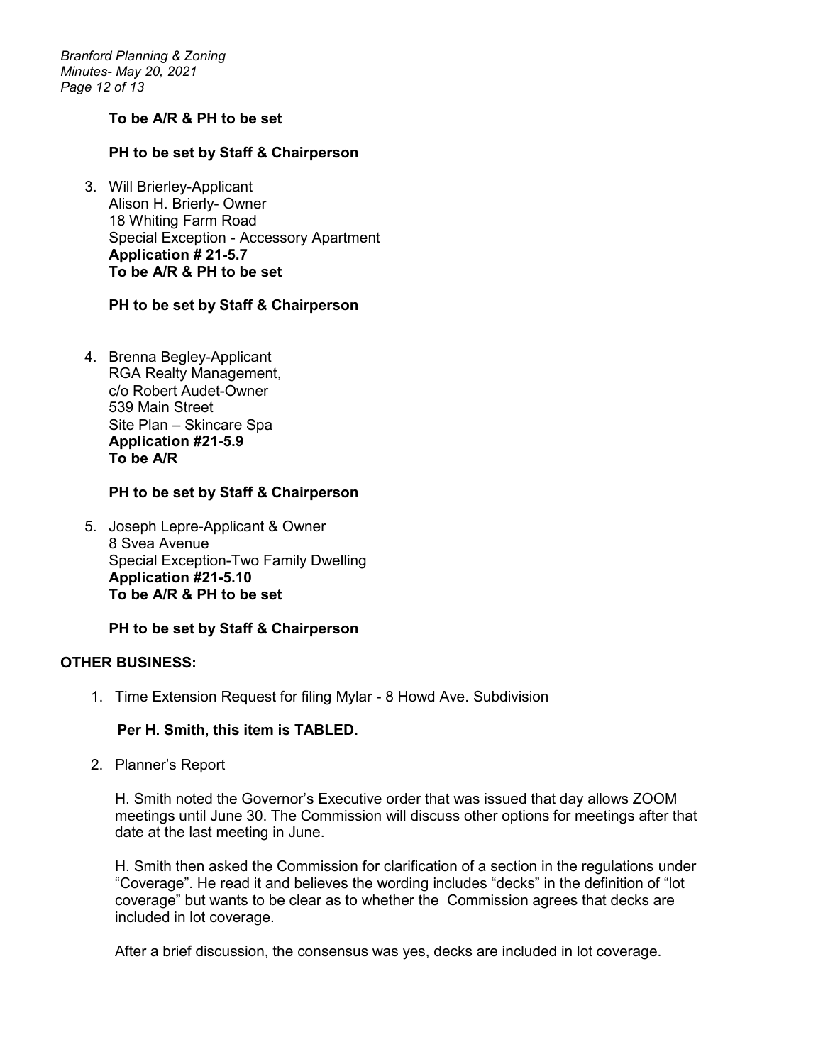**To be A/R & PH to be set**

**PH to be set by Staff & Chairperson**

3. Will Brierley-Applicant
   Alison H. Brierly- Owner
   18 Whiting Farm Road
   Special Exception - Accessory Apartment
   **Application # 21-5.7**
   **To be A/R & PH to be set**

   **PH to be set by Staff & Chairperson**

4. Brenna Begley-Applicant
   RGA Realty Management,
   c/o Robert Audet-Owner
   539 Main Street
   Site Plan – Skincare Spa
   **Application #21-5.9**
   **To be A/R**

   **PH to be set by Staff & Chairperson**

5. Joseph Lepre-Applicant & Owner
   8 Svea Avenue
   Special Exception-Two Family Dwelling
   **Application #21-5.10**
   **To be A/R & PH to be set**

   **PH to be set by Staff & Chairperson**

**OTHER BUSINESS:**

1. Time Extension Request for filing Mylar - 8 Howd Ave. Subdivision

   **Per H. Smith, this item is TABLED.**

2. Planner's Report

   H. Smith noted the Governor's Executive order that was issued that day allows ZOOM meetings until June 30. The Commission will discuss other options for meetings after that date at the last meeting in June.

   H. Smith then asked the Commission for clarification of a section in the regulations under "Coverage". He read it and believes the wording includes "decks" in the definition of "lot coverage" but wants to be clear as to whether the Commission agrees that decks are included in lot coverage.

   After a brief discussion, the consensus was yes, decks are included in lot coverage.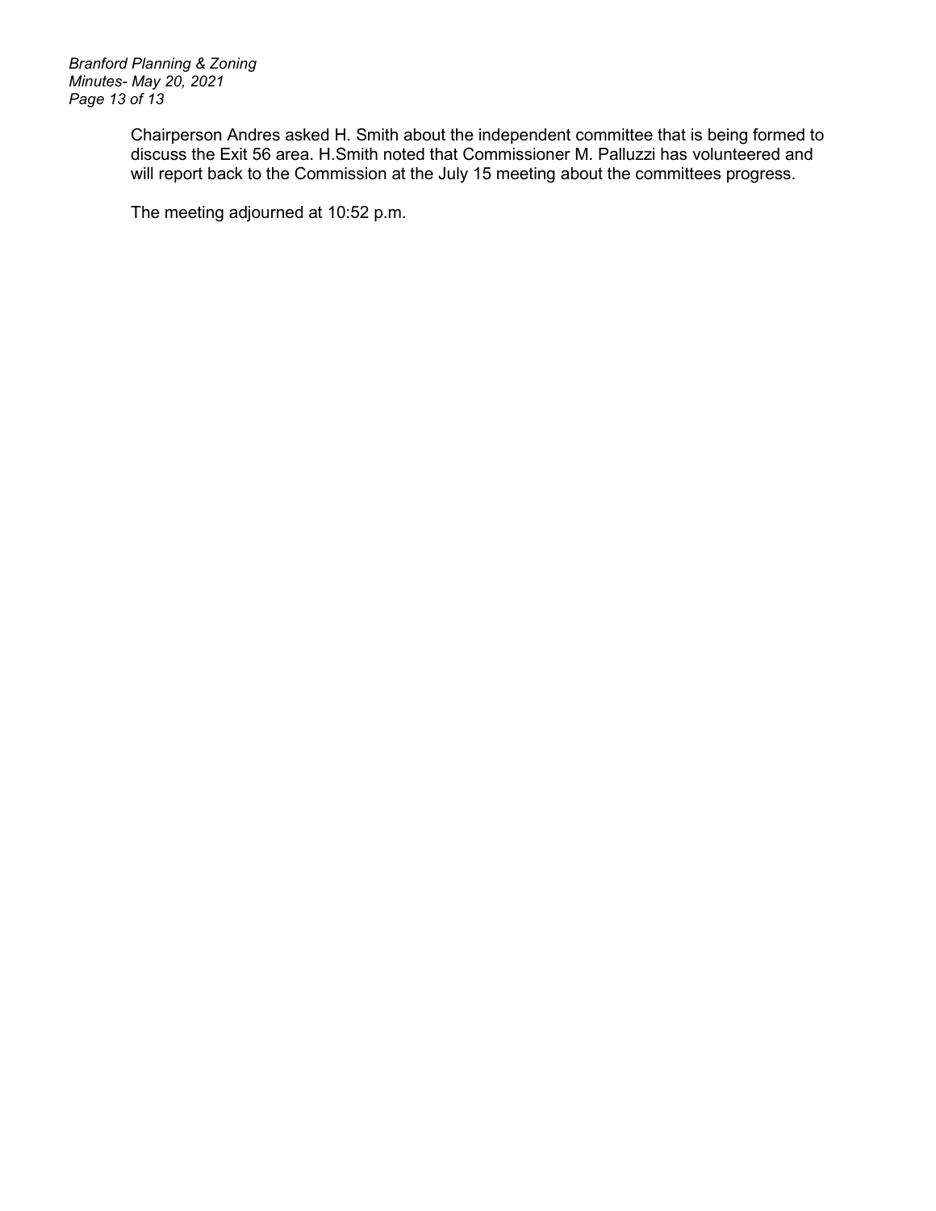Chairperson Andres asked H. Smith about the independent committee that is being formed to discuss the Exit 56 area. H.Smith noted that Commissioner M. Palluzzi has volunteered and will report back to the Commission at the July 15 meeting about the committees progress.

The meeting adjourned at 10:52 p.m.